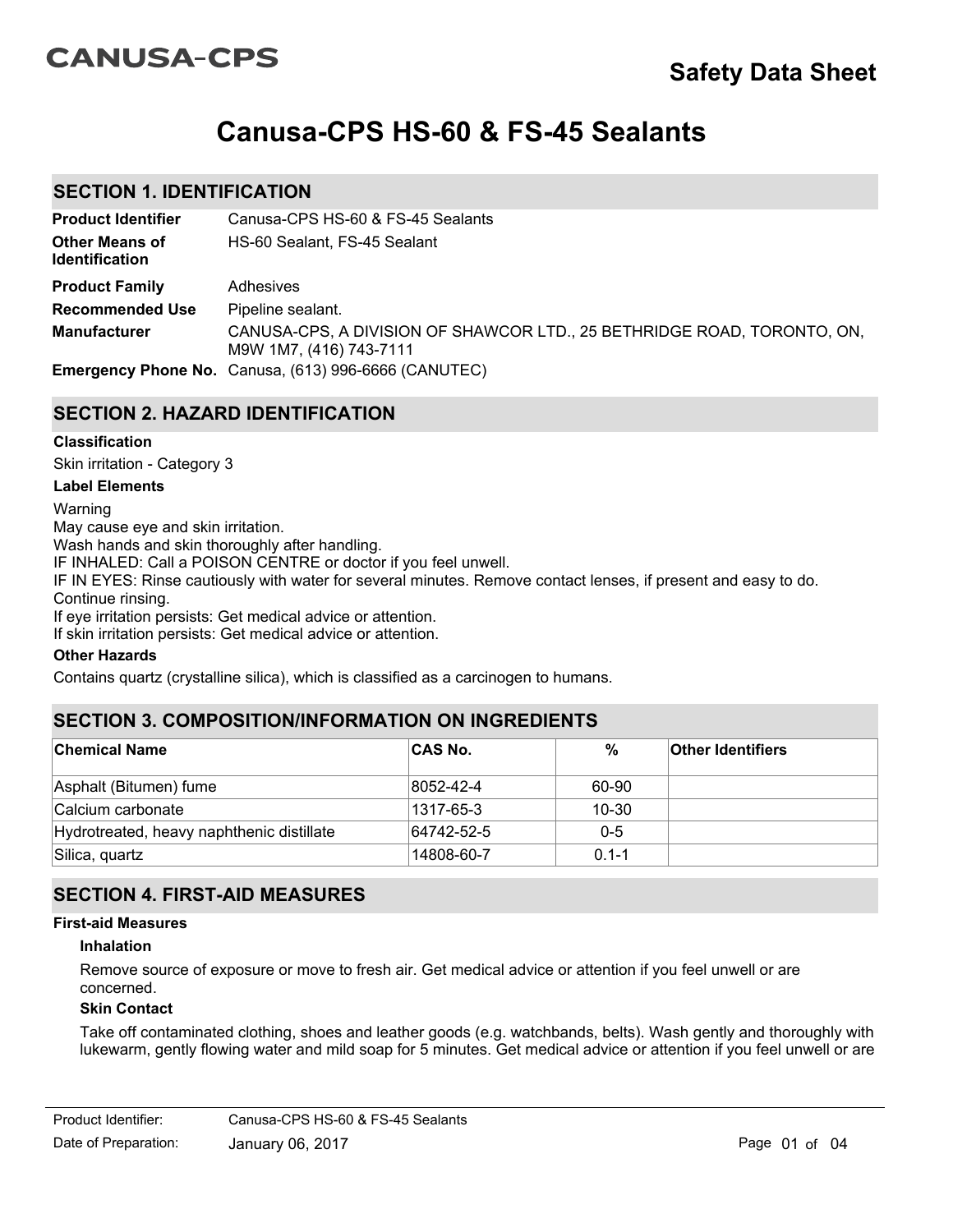CANUSA-CPS

**Safety Data Sheet**

# Canusa-CPS HS-60 & FS-45 Sealants

## SECTION 1. IDENTIFICATION

| | |
|---|---|
| **Product Identifier** | Canusa-CPS HS-60 & FS-45 Sealants |
| **Other Means of Identification** | HS-60 Sealant, FS-45 Sealant |
| **Product Family** | Adhesives |
| **Recommended Use** | Pipeline sealant. |
| **Manufacturer** | CANUSA-CPS, A DIVISION OF SHAWCOR LTD., 25 BETHRIDGE ROAD, TORONTO, ON, M9W 1M7, (416) 743-7111 |
| **Emergency Phone No.** | Canusa, (613) 996-6666 (CANUTEC) |

## SECTION 2. HAZARD IDENTIFICATION

**Classification**

Skin irritation - Category 3

**Label Elements**

Warning
May cause eye and skin irritation.
Wash hands and skin thoroughly after handling.
IF INHALED: Call a POISON CENTRE or doctor if you feel unwell.
IF IN EYES: Rinse cautiously with water for several minutes. Remove contact lenses, if present and easy to do. Continue rinsing.
If eye irritation persists: Get medical advice or attention.
If skin irritation persists: Get medical advice or attention.

**Other Hazards**

Contains quartz (crystalline silica), which is classified as a carcinogen to humans.

## SECTION 3. COMPOSITION/INFORMATION ON INGREDIENTS

| Chemical Name | CAS No. | % | Other Identifiers |
|---|---|---|---|
| Asphalt (Bitumen) fume | 8052-42-4 | 60-90 | |
| Calcium carbonate | 1317-65-3 | 10-30 | |
| Hydrotreated, heavy naphthenic distillate | 64742-52-5 | 0-5 | |
| Silica, quartz | 14808-60-7 | 0.1-1 | |

## SECTION 4. FIRST-AID MEASURES

**First-aid Measures**

**Inhalation**

Remove source of exposure or move to fresh air. Get medical advice or attention if you feel unwell or are concerned.

**Skin Contact**

Take off contaminated clothing, shoes and leather goods (e.g. watchbands, belts). Wash gently and thoroughly with lukewarm, gently flowing water and mild soap for 5 minutes. Get medical advice or attention if you feel unwell or are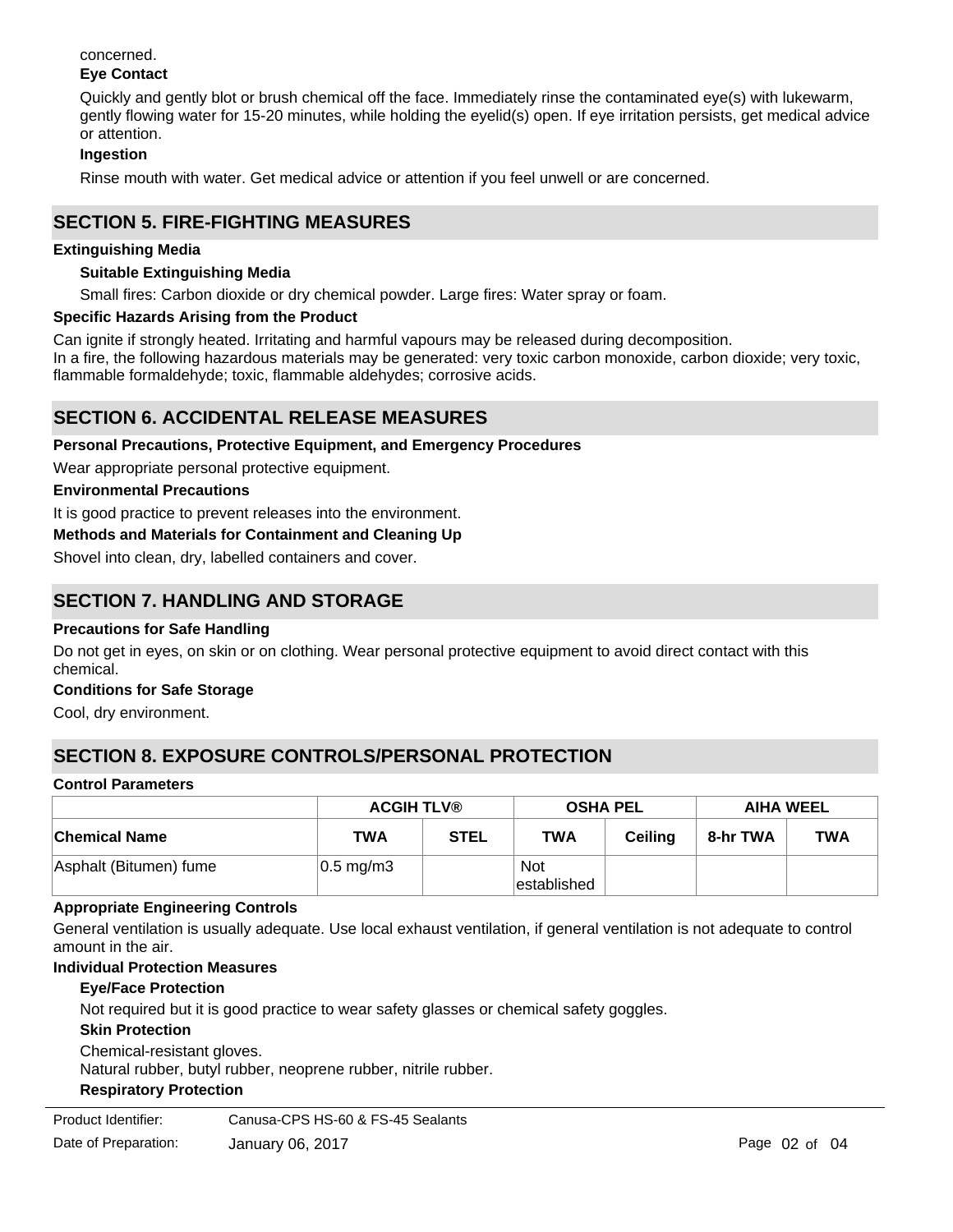concerned.

**Eye Contact**

Quickly and gently blot or brush chemical off the face. Immediately rinse the contaminated eye(s) with lukewarm, gently flowing water for 15-20 minutes, while holding the eyelid(s) open. If eye irritation persists, get medical advice or attention.

**Ingestion**

Rinse mouth with water. Get medical advice or attention if you feel unwell or are concerned.

## SECTION 5. FIRE-FIGHTING MEASURES

**Extinguishing Media**

**Suitable Extinguishing Media**

Small fires: Carbon dioxide or dry chemical powder. Large fires: Water spray or foam.

**Specific Hazards Arising from the Product**

Can ignite if strongly heated. Irritating and harmful vapours may be released during decomposition.
In a fire, the following hazardous materials may be generated: very toxic carbon monoxide, carbon dioxide; very toxic, flammable formaldehyde; toxic, flammable aldehydes; corrosive acids.

## SECTION 6. ACCIDENTAL RELEASE MEASURES

**Personal Precautions, Protective Equipment, and Emergency Procedures**

Wear appropriate personal protective equipment.

**Environmental Precautions**

It is good practice to prevent releases into the environment.

**Methods and Materials for Containment and Cleaning Up**

Shovel into clean, dry, labelled containers and cover.

## SECTION 7. HANDLING AND STORAGE

**Precautions for Safe Handling**

Do not get in eyes, on skin or on clothing. Wear personal protective equipment to avoid direct contact with this chemical.

**Conditions for Safe Storage**

Cool, dry environment.

## SECTION 8. EXPOSURE CONTROLS/PERSONAL PROTECTION

**Control Parameters**

| | ACGIH TLV® | | OSHA PEL | | AIHA WEEL | |
|---|---|---|---|---|---|---|
| **Chemical Name** | **TWA** | **STEL** | **TWA** | **Ceiling** | **8-hr TWA** | **TWA** |
| Asphalt (Bitumen) fume | 0.5 mg/m3 | | Not established | | | |

**Appropriate Engineering Controls**

General ventilation is usually adequate. Use local exhaust ventilation, if general ventilation is not adequate to control amount in the air.

**Individual Protection Measures**

**Eye/Face Protection**

Not required but it is good practice to wear safety glasses or chemical safety goggles.

**Skin Protection**

Chemical-resistant gloves.
Natural rubber, butyl rubber, neoprene rubber, nitrile rubber.

**Respiratory Protection**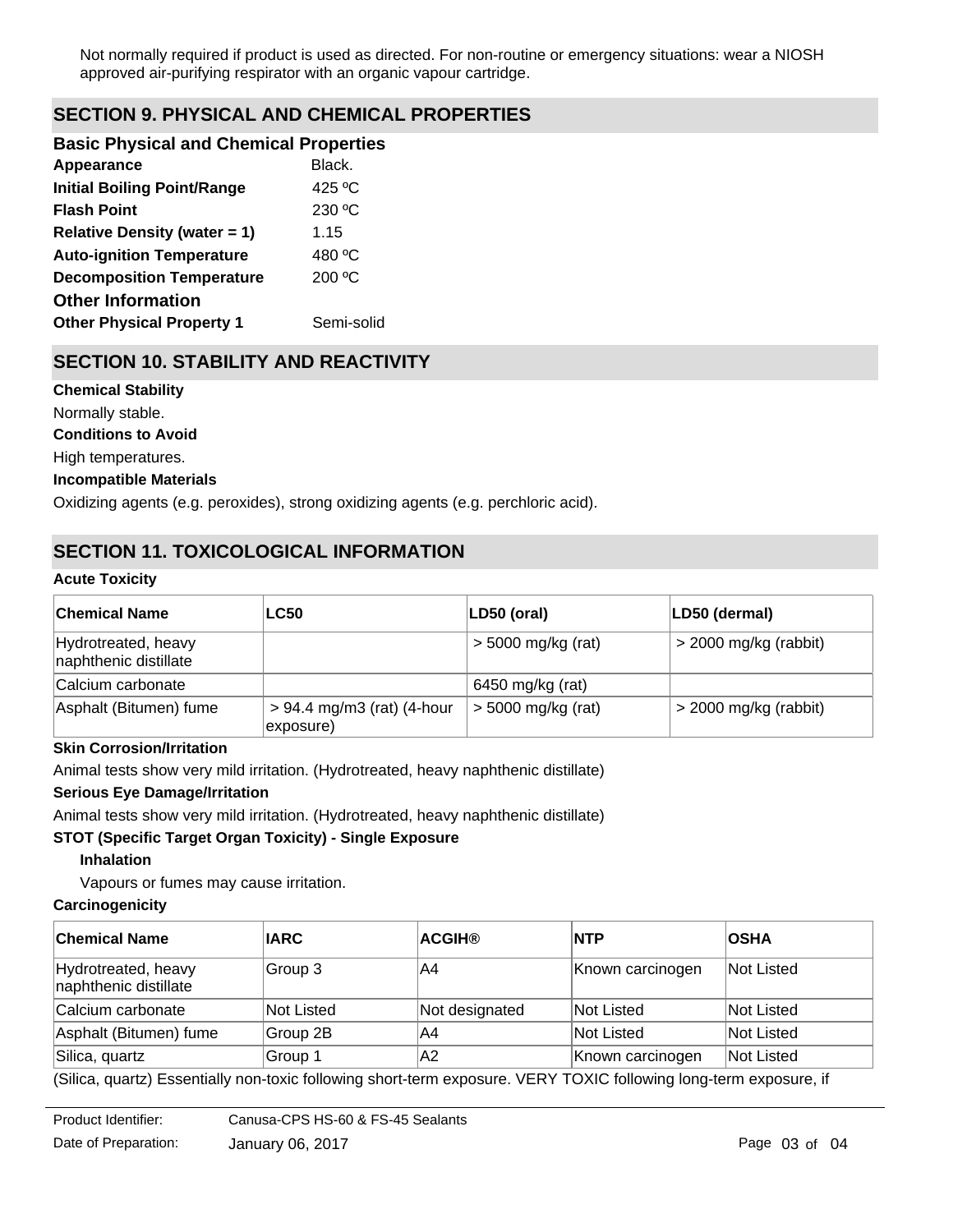Not normally required if product is used as directed. For non-routine or emergency situations: wear a NIOSH approved air-purifying respirator with an organic vapour cartridge.

## SECTION 9. PHYSICAL AND CHEMICAL PROPERTIES

### Basic Physical and Chemical Properties

**Appearance** Black.

**Initial Boiling Point/Range** 425 ºC

**Flash Point** 230 ºC

**Relative Density (water = 1)** 1.15

**Auto-ignition Temperature** 480 ºC

**Decomposition Temperature** 200 ºC

### Other Information

**Other Physical Property 1** Semi-solid

## SECTION 10. STABILITY AND REACTIVITY

**Chemical Stability**

Normally stable.

**Conditions to Avoid**

High temperatures.

**Incompatible Materials**

Oxidizing agents (e.g. peroxides), strong oxidizing agents (e.g. perchloric acid).

## SECTION 11. TOXICOLOGICAL INFORMATION

**Acute Toxicity**

| Chemical Name | LC50 | LD50 (oral) | LD50 (dermal) |
| --- | --- | --- | --- |
| Hydrotreated, heavy naphthenic distillate | | > 5000 mg/kg (rat) | > 2000 mg/kg (rabbit) |
| Calcium carbonate | | 6450 mg/kg (rat) | |
| Asphalt (Bitumen) fume | > 94.4 mg/m3 (rat) (4-hour exposure) | > 5000 mg/kg (rat) | > 2000 mg/kg (rabbit) |

**Skin Corrosion/Irritation**

Animal tests show very mild irritation. (Hydrotreated, heavy naphthenic distillate)

**Serious Eye Damage/Irritation**

Animal tests show very mild irritation. (Hydrotreated, heavy naphthenic distillate)

**STOT (Specific Target Organ Toxicity) - Single Exposure**

**Inhalation**

Vapours or fumes may cause irritation.

**Carcinogenicity**

| Chemical Name | IARC | ACGIH® | NTP | OSHA |
| --- | --- | --- | --- | --- |
| Hydrotreated, heavy naphthenic distillate | Group 3 | A4 | Known carcinogen | Not Listed |
| Calcium carbonate | Not Listed | Not designated | Not Listed | Not Listed |
| Asphalt (Bitumen) fume | Group 2B | A4 | Not Listed | Not Listed |
| Silica, quartz | Group 1 | A2 | Known carcinogen | Not Listed |

(Silica, quartz) Essentially non-toxic following short-term exposure. VERY TOXIC following long-term exposure, if

Product Identifier: Canusa-CPS HS-60 & FS-45 Sealants

Date of Preparation: January 06, 2017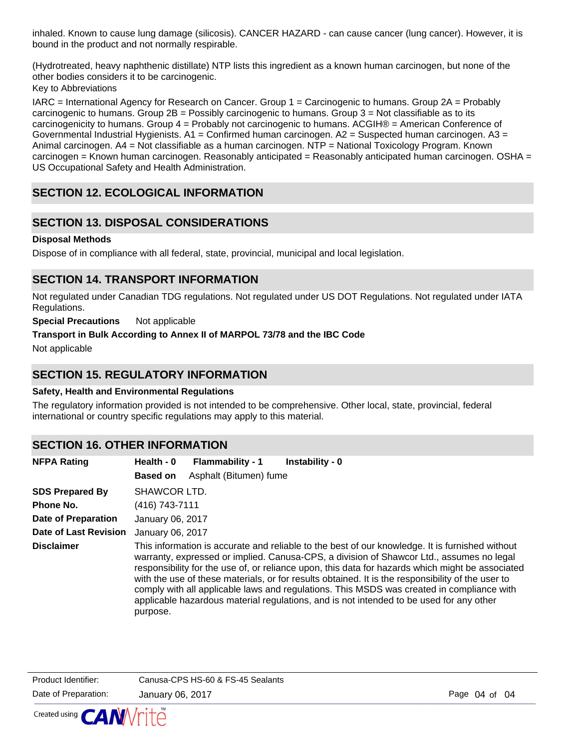inhaled. Known to cause lung damage (silicosis). CANCER HAZARD - can cause cancer (lung cancer). However, it is bound in the product and not normally respirable.

(Hydrotreated, heavy naphthenic distillate) NTP lists this ingredient as a known human carcinogen, but none of the other bodies considers it to be carcinogenic.

Key to Abbreviations

IARC = International Agency for Research on Cancer. Group 1 = Carcinogenic to humans. Group 2A = Probably carcinogenic to humans. Group 2B = Possibly carcinogenic to humans. Group 3 = Not classifiable as to its carcinogenicity to humans. Group 4 = Probably not carcinogenic to humans. ACGIH® = American Conference of Governmental Industrial Hygienists. A1 = Confirmed human carcinogen. A2 = Suspected human carcinogen. A3 = Animal carcinogen. A4 = Not classifiable as a human carcinogen. NTP = National Toxicology Program. Known carcinogen = Known human carcinogen. Reasonably anticipated = Reasonably anticipated human carcinogen. OSHA = US Occupational Safety and Health Administration.

## SECTION 12. ECOLOGICAL INFORMATION

## SECTION 13. DISPOSAL CONSIDERATIONS

**Disposal Methods**

Dispose of in compliance with all federal, state, provincial, municipal and local legislation.

## SECTION 14. TRANSPORT INFORMATION

Not regulated under Canadian TDG regulations. Not regulated under US DOT Regulations. Not regulated under IATA Regulations.

**Special Precautions** Not applicable

**Transport in Bulk According to Annex II of MARPOL 73/78 and the IBC Code**

Not applicable

## SECTION 15. REGULATORY INFORMATION

**Safety, Health and Environmental Regulations**

The regulatory information provided is not intended to be comprehensive. Other local, state, provincial, federal international or country specific regulations may apply to this material.

## SECTION 16. OTHER INFORMATION

**NFPA Rating** **Health - 0** **Flammability - 1** **Instability - 0**

**Based on** Asphalt (Bitumen) fume

**SDS Prepared By** SHAWCOR LTD.

**Phone No.** (416) 743-7111

**Date of Preparation** January 06, 2017

**Date of Last Revision** January 06, 2017

**Disclaimer** This information is accurate and reliable to the best of our knowledge. It is furnished without warranty, expressed or implied. Canusa-CPS, a division of Shawcor Ltd., assumes no legal responsibility for the use of, or reliance upon, this data for hazards which might be associated with the use of these materials, or for results obtained. It is the responsibility of the user to comply with all applicable laws and regulations. This MSDS was created in compliance with applicable hazardous material regulations, and is not intended to be used for any other purpose.